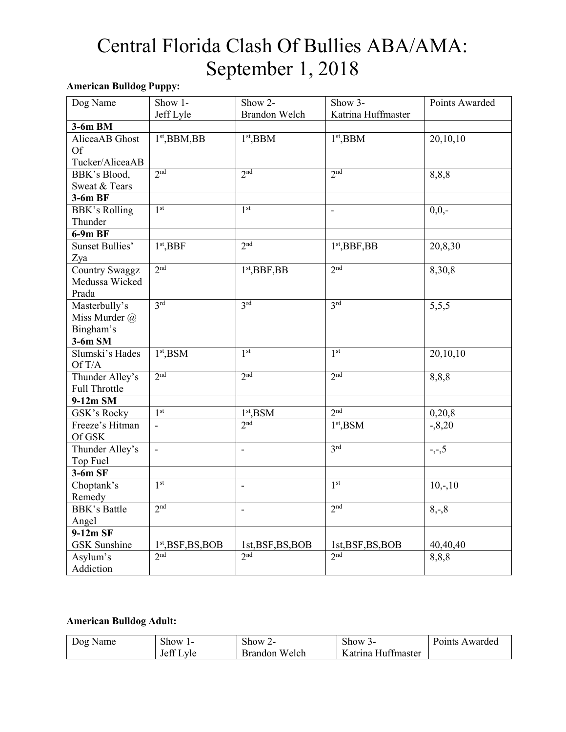# Central Florida Clash Of Bullies ABA/AMA: September 1, 2018

**American Bulldog Puppy:**

| Dog Name | Show 1- Jeff Lyle | Show 2- Brandon Welch | Show 3- Katrina Huffmaster | Points Awarded |
|---|---|---|---|---|
| **3-6m BM** | | | | |
| AliceaAB Ghost Of Tucker/AliceaAB | 1st,BBM,BB | 1st,BBM | 1st,BBM | 20,10,10 |
| BBK's Blood, Sweat & Tears | 2nd | 2nd | 2nd | 8,8,8 |
| **3-6m BF** | | | | |
| BBK's Rolling Thunder | 1st | 1st | - | 0,0,- |
| **6-9m BF** | | | | |
| Sunset Bullies' Zya | 1st,BBF | 2nd | 1st,BBF,BB | 20,8,30 |
| Country Swaggz Medussa Wicked Prada | 2nd | 1st,BBF,BB | 2nd | 8,30,8 |
| Masterbully's Miss Murder @ Bingham's | 3rd | 3rd | 3rd | 5,5,5 |
| **3-6m SM** | | | | |
| Slumski's Hades Of T/A | 1st,BSM | 1st | 1st | 20,10,10 |
| Thunder Alley's Full Throttle | 2nd | 2nd | 2nd | 8,8,8 |
| **9-12m SM** | | | | |
| GSK's Rocky | 1st | 1st,BSM | 2nd | 0,20,8 |
| Freeze's Hitman Of GSK | - | 2nd | 1st,BSM | -,8,20 |
| Thunder Alley's Top Fuel | - | - | 3rd | -,-,5 |
| **3-6m SF** | | | | |
| Choptank's Remedy | 1st | - | 1st | 10,-,10 |
| BBK's Battle Angel | 2nd | - | 2nd | 8,-,8 |
| **9-12m SF** | | | | |
| GSK Sunshine | 1st,BSF,BS,BOB | 1st,BSF,BS,BOB | 1st,BSF,BS,BOB | 40,40,40 |
| Asylum's Addiction | 2nd | 2nd | 2nd | 8,8,8 |

**American Bulldog Adult:**

| Dog Name | Show 1- Jeff Lyle | Show 2- Brandon Welch | Show 3- Katrina Huffmaster | Points Awarded |
|---|---|---|---|---|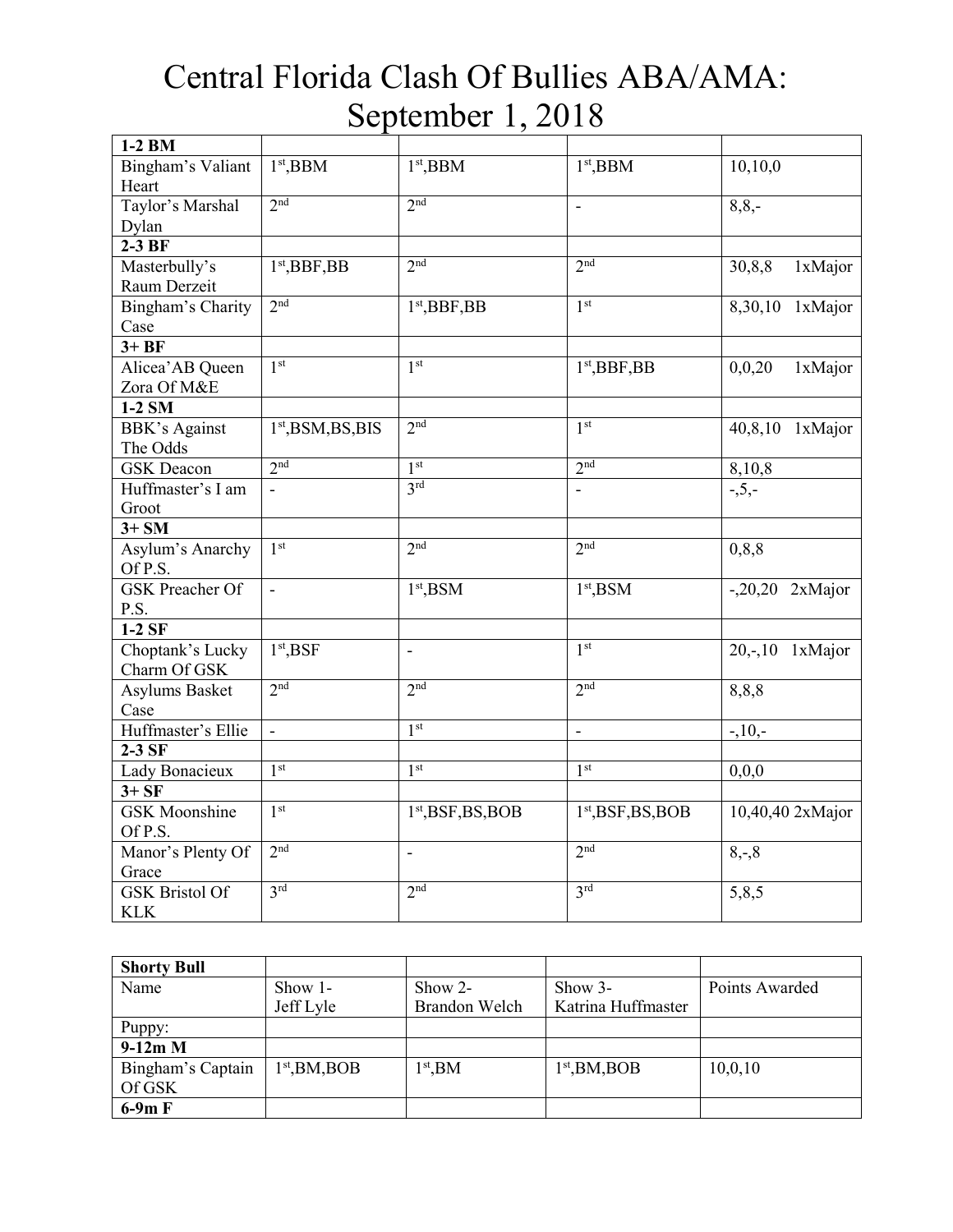# Central Florida Clash Of Bullies ABA/AMA: September 1, 2018

| **1-2 BM** | | | | |
|---|---|---|---|---|
| Bingham's Valiant Heart | 1st,BBM | 1st,BBM | 1st,BBM | 10,10,0 |
| Taylor's Marshal Dylan | 2nd | 2nd | - | 8,8,- |
| **2-3 BF** | | | | |
| Masterbully's Raum Derzeit | 1st,BBF,BB | 2nd | 2nd | 30,8,8 1xMajor |
| Bingham's Charity Case | 2nd | 1st,BBF,BB | 1st | 8,30,10 1xMajor |
| **3+ BF** | | | | |
| Alicea'AB Queen Zora Of M&E | 1st | 1st | 1st,BBF,BB | 0,0,20 1xMajor |
| **1-2 SM** | | | | |
| BBK's Against The Odds | 1st,BSM,BS,BIS | 2nd | 1st | 40,8,10 1xMajor |
| GSK Deacon | 2nd | 1st | 2nd | 8,10,8 |
| Huffmaster's I am Groot | - | 3rd | - | -,5,- |
| **3+ SM** | | | | |
| Asylum's Anarchy Of P.S. | 1st | 2nd | 2nd | 0,8,8 |
| GSK Preacher Of P.S. | - | 1st,BSM | 1st,BSM | -,20,20 2xMajor |
| **1-2 SF** | | | | |
| Choptank's Lucky Charm Of GSK | 1st,BSF | - | 1st | 20,-,10 1xMajor |
| Asylums Basket Case | 2nd | 2nd | 2nd | 8,8,8 |
| Huffmaster's Ellie | - | 1st | - | -,10,- |
| **2-3 SF** | | | | |
| Lady Bonacieux | 1st | 1st | 1st | 0,0,0 |
| **3+ SF** | | | | |
| GSK Moonshine Of P.S. | 1st | 1st,BSF,BS,BOB | 1st,BSF,BS,BOB | 10,40,40 2xMajor |
| Manor's Plenty Of Grace | 2nd | - | 2nd | 8,-,8 |
| GSK Bristol Of KLK | 3rd | 2nd | 3rd | 5,8,5 |

| **Shorty Bull** | | | | |
|---|---|---|---|---|
| Name | Show 1- Jeff Lyle | Show 2- Brandon Welch | Show 3- Katrina Huffmaster | Points Awarded |
| Puppy: | | | | |
| **9-12m M** | | | | |
| Bingham's Captain Of GSK | 1st,BM,BOB | 1st,BM | 1st,BM,BOB | 10,0,10 |
| **6-9m F** | | | | |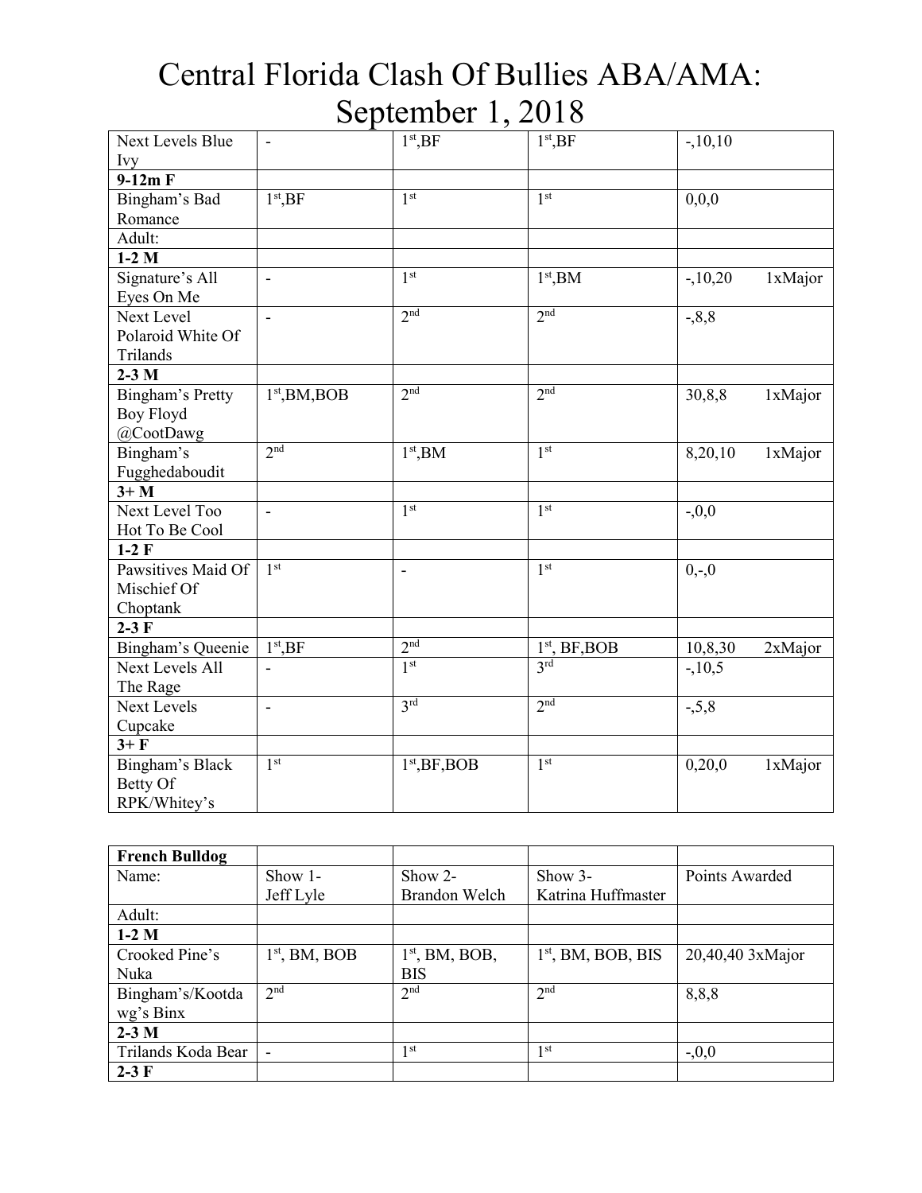# Central Florida Clash Of Bullies ABA/AMA: September 1, 2018

| | | | | |
|---|---|---|---|---|
| Next Levels Blue Ivy | - | 1st,BF | 1st,BF | -,10,10 |
| **9-12m F** | | | | |
| Bingham's Bad Romance | 1st,BF | 1st | 1st | 0,0,0 |
| Adult: | | | | |
| **1-2 M** | | | | |
| Signature's All Eyes On Me | - | 1st | 1st,BM | -,10,20 1xMajor |
| Next Level Polaroid White Of Trilands | - | 2nd | 2nd | -,8,8 |
| **2-3 M** | | | | |
| Bingham's Pretty Boy Floyd @CootDawg | 1st,BM,BOB | 2nd | 2nd | 30,8,8 1xMajor |
| Bingham's Fugghedaboudit | 2nd | 1st,BM | 1st | 8,20,10 1xMajor |
| **3+ M** | | | | |
| Next Level Too Hot To Be Cool | - | 1st | 1st | -,0,0 |
| **1-2 F** | | | | |
| Pawsitives Maid Of Mischief Of Choptank | 1st | - | 1st | 0,-,0 |
| **2-3 F** | | | | |
| Bingham's Queenie | 1st,BF | 2nd | 1st, BF,BOB | 10,8,30 2xMajor |
| Next Levels All The Rage | - | 1st | 3rd | -,10,5 |
| Next Levels Cupcake | - | 3rd | 2nd | -,5,8 |
| **3+ F** | | | | |
| Bingham's Black Betty Of RPK/Whitey's | 1st | 1st,BF,BOB | 1st | 0,20,0 1xMajor |

| **French Bulldog** | | | | |
|---|---|---|---|---|
| Name: | Show 1- Jeff Lyle | Show 2- Brandon Welch | Show 3- Katrina Huffmaster | Points Awarded |
| Adult: | | | | |
| **1-2 M** | | | | |
| Crooked Pine's Nuka | 1st, BM, BOB | 1st, BM, BOB, BIS | 1st, BM, BOB, BIS | 20,40,40 3xMajor |
| Bingham's/Kootdawg's Binx | 2nd | 2nd | 2nd | 8,8,8 |
| **2-3 M** | | | | |
| Trilands Koda Bear | - | 1st | 1st | -,0,0 |
| **2-3 F** | | | | |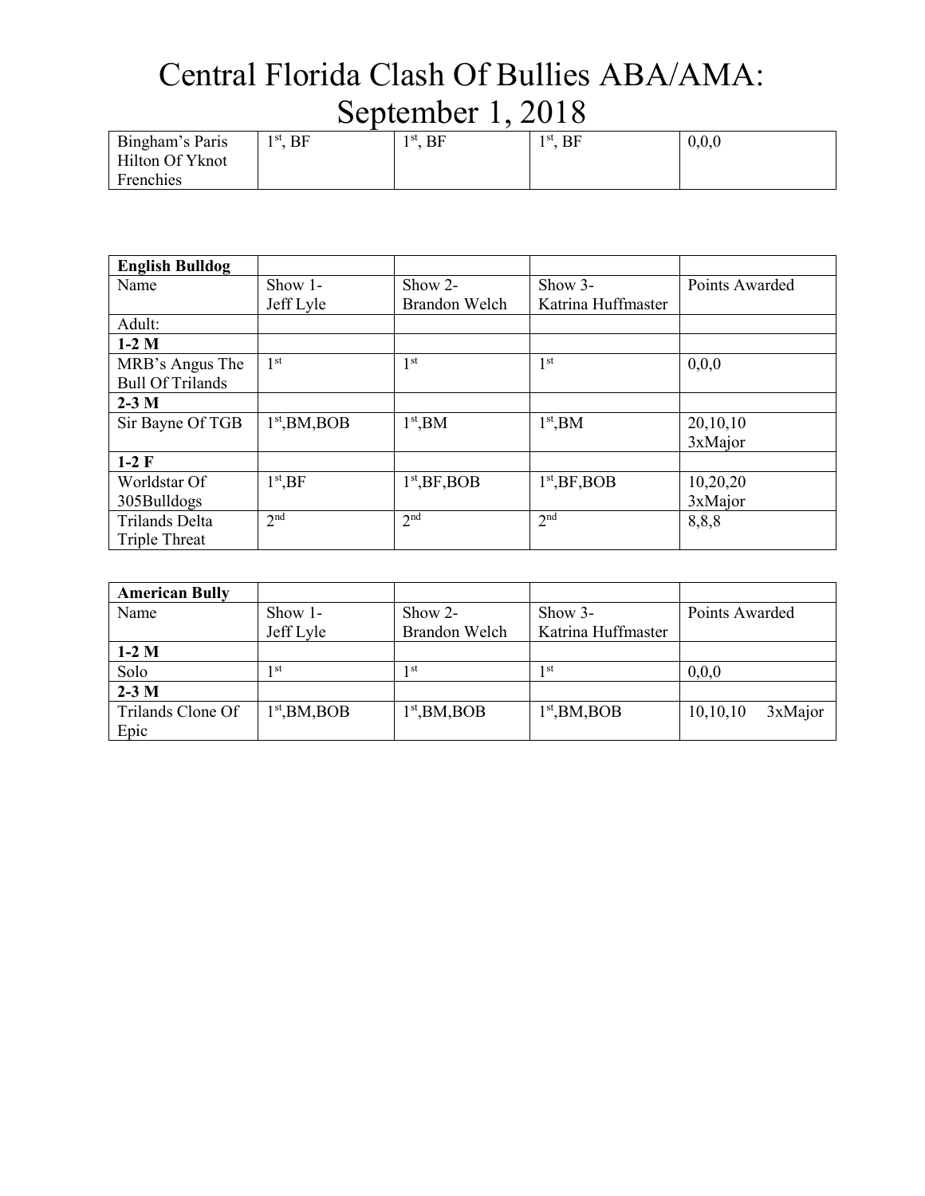# Central Florida Clash Of Bullies ABA/AMA: September 1, 2018

| | | | | |
|---|---|---|---|---|
| Bingham's Paris Hilton Of Yknot Frenchies | 1st, BF | 1st, BF | 1st, BF | 0,0,0 |

| English Bulldog | | | | |
|---|---|---|---|---|
| Name | Show 1- Jeff Lyle | Show 2- Brandon Welch | Show 3- Katrina Huffmaster | Points Awarded |
| Adult: | | | | |
| **1-2 M** | | | | |
| MRB's Angus The Bull Of Trilands | 1st | 1st | 1st | 0,0,0 |
| **2-3 M** | | | | |
| Sir Bayne Of TGB | 1st,BM,BOB | 1st,BM | 1st,BM | 20,10,10 3xMajor |
| **1-2 F** | | | | |
| Worldstar Of 305Bulldogs | 1st,BF | 1st,BF,BOB | 1st,BF,BOB | 10,20,20 3xMajor |
| Trilands Delta Triple Threat | 2nd | 2nd | 2nd | 8,8,8 |

| American Bully | | | | |
|---|---|---|---|---|
| Name | Show 1- Jeff Lyle | Show 2- Brandon Welch | Show 3- Katrina Huffmaster | Points Awarded |
| **1-2 M** | | | | |
| Solo | 1st | 1st | 1st | 0,0,0 |
| **2-3 M** | | | | |
| Trilands Clone Of Epic | 1st,BM,BOB | 1st,BM,BOB | 1st,BM,BOB | 10,10,10 3xMajor |